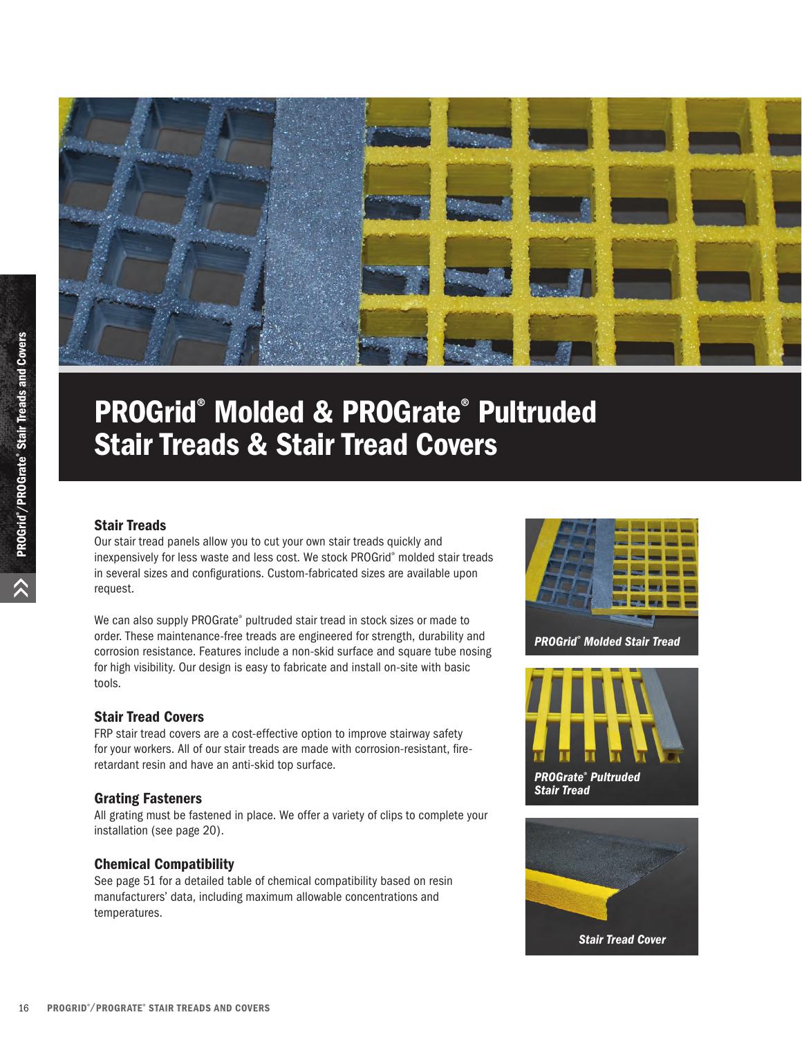# PROGrid® Molded & PROGrate® Pultruded Stair Treads & Stair Tread Covers

### Stair Treads

Our stair tread panels allow you to cut your own stair treads quickly and inexpensively for less waste and less cost. We stock PROGrid® molded stair treads in several sizes and configurations. Custom-fabricated sizes are available upon request.

We can also supply PROGrate® pultruded stair tread in stock sizes or made to order. These maintenance-free treads are engineered for strength, durability and corrosion resistance. Features include a non-skid surface and square tube nosing for high visibility. Our design is easy to fabricate and install on-site with basic tools.

### Stair Tread Covers

FRP stair tread covers are a cost-effective option to improve stairway safety for your workers. All of our stair treads are made with corrosion-resistant, fire-retardant resin and have an anti-skid top surface.

### Grating Fasteners

All grating must be fastened in place. We offer a variety of clips to complete your installation (see page 20).

### Chemical Compatibility

See page 51 for a detailed table of chemical compatibility based on resin manufacturers' data, including maximum allowable concentrations and temperatures.

*PROGrid® Molded Stair Tread*

*PROGrate® Pultruded Stair Tread*

*Stair Tread Cover*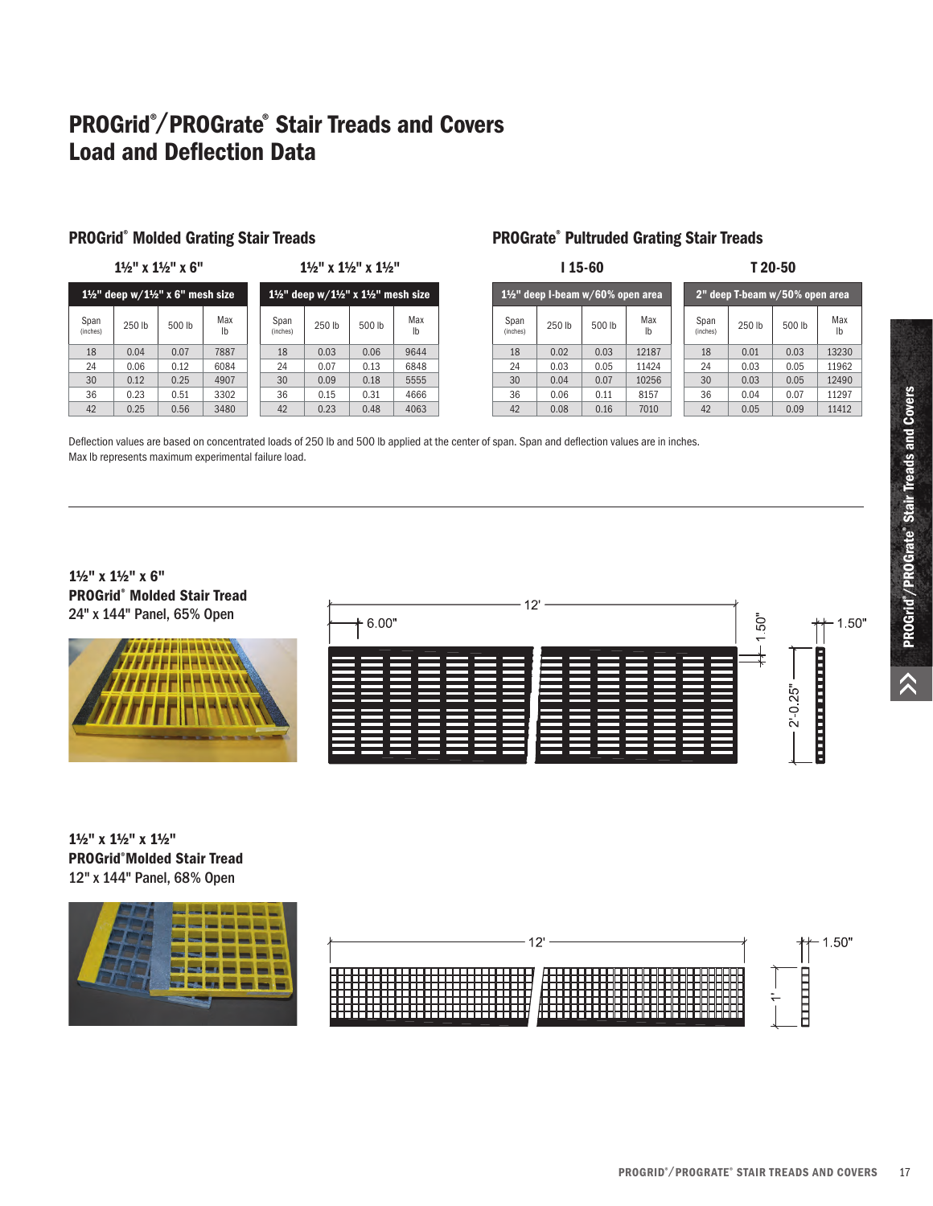# PROGrid®/PROGrate® Stair Treads and Covers Load and Deflection Data

## PROGrid® Molded Grating Stair Treads

### 1½" x 1½" x 6"

| 1½" deep w/1½" x 6" mesh size | | | |
|---|---|---|---|
| Span (inches) | 250 lb | 500 lb | Max lb |
| 18 | 0.04 | 0.07 | 7887 |
| 24 | 0.06 | 0.12 | 6084 |
| 30 | 0.12 | 0.25 | 4907 |
| 36 | 0.23 | 0.51 | 3302 |
| 42 | 0.25 | 0.56 | 3480 |

### 1½" x 1½" x 1½"

| 1½" deep w/1½" x 1½" mesh size | | | |
|---|---|---|---|
| Span (inches) | 250 lb | 500 lb | Max lb |
| 18 | 0.03 | 0.06 | 9644 |
| 24 | 0.07 | 0.13 | 6848 |
| 30 | 0.09 | 0.18 | 5555 |
| 36 | 0.15 | 0.31 | 4666 |
| 42 | 0.23 | 0.48 | 4063 |

## PROGrate® Pultruded Grating Stair Treads

### I 15-60

| 1½" deep I-beam w/60% open area | | | |
|---|---|---|---|
| Span (inches) | 250 lb | 500 lb | Max lb |
| 18 | 0.02 | 0.03 | 12187 |
| 24 | 0.03 | 0.05 | 11424 |
| 30 | 0.04 | 0.07 | 10256 |
| 36 | 0.06 | 0.11 | 8157 |
| 42 | 0.08 | 0.16 | 7010 |

### T 20-50

| 2" deep T-beam w/50% open area | | | |
|---|---|---|---|
| Span (inches) | 250 lb | 500 lb | Max lb |
| 18 | 0.01 | 0.03 | 13230 |
| 24 | 0.03 | 0.05 | 11962 |
| 30 | 0.03 | 0.05 | 12490 |
| 36 | 0.04 | 0.07 | 11297 |
| 42 | 0.05 | 0.09 | 11412 |

Deflection values are based on concentrated loads of 250 lb and 500 lb applied at the center of span. Span and deflection values are in inches.
Max lb represents maximum experimental failure load.

---

**1½" x 1½" x 6"**
**PROGrid® Molded Stair Tread**
24" x 144" Panel, 65% Open

12' | 6.00" | 1.50" | 2'-0.25" | 1.50"

**1½" x 1½" x 1½"**
**PROGrid® Molded Stair Tread**
12" x 144" Panel, 68% Open

12' | 1' | 1.50"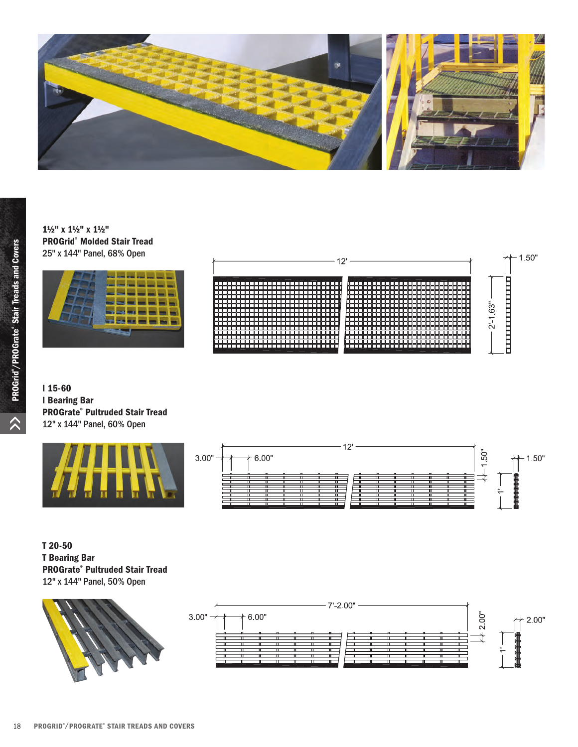### 1½" x 1½" x 1½"
### PROGrid® Molded Stair Tread
25" x 144" Panel, 68% Open

12'

1.50"

2'-1.63"

### I 15-60
### I Bearing Bar
### PROGrate® Pultruded Stair Tread
12" x 144" Panel, 60% Open

12'

3.00" 6.00"

1.50"

1.50"

1'

### T 20-50
### T Bearing Bar
### PROGrate® Pultruded Stair Tread
12" x 144" Panel, 50% Open

7'-2.00"

3.00" 6.00"

2.00"

2.00"

1'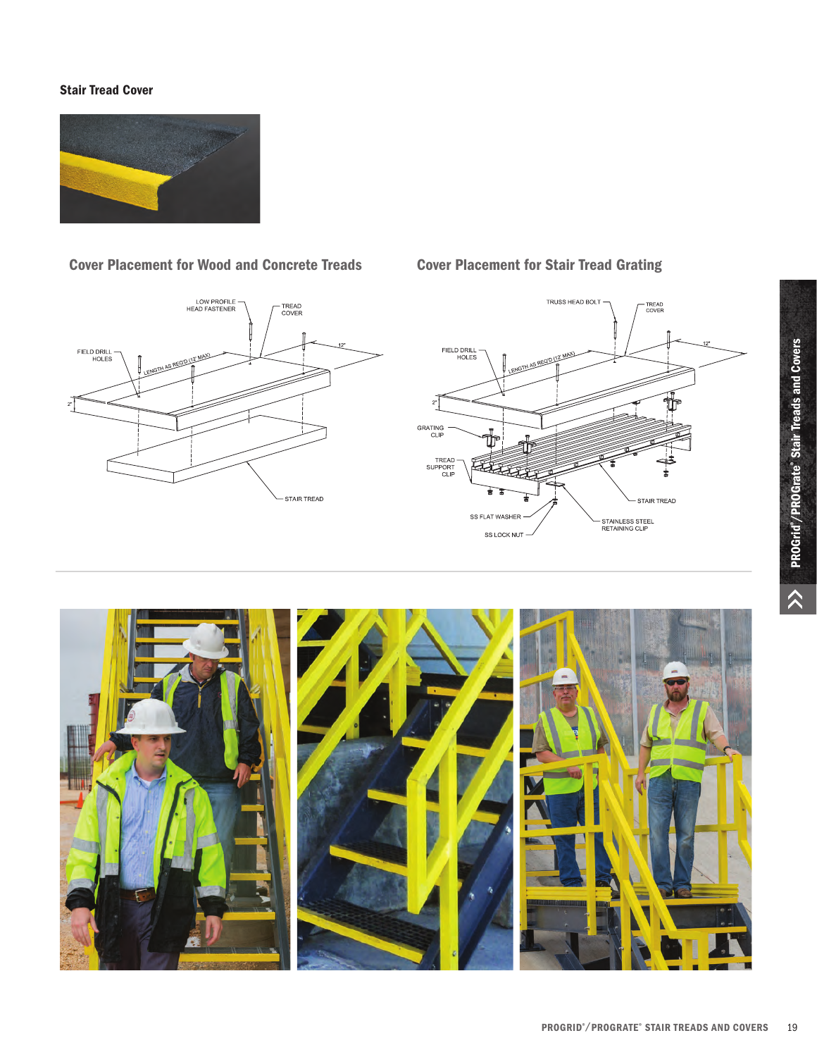### Stair Tread Cover

### Cover Placement for Wood and Concrete Treads

LOW PROFILE HEAD FASTENER

TREAD COVER

FIELD DRILL HOLES

LENGTH AS REQ'D (12' MAX)

12"

2"

STAIR TREAD

### Cover Placement for Stair Tread Grating

TRUSS HEAD BOLT

TREAD COVER

FIELD DRILL HOLES

LENGTH AS REQ'D (12' MAX)

12"

2"

GRATING CLIP

TREAD SUPPORT CLIP

STAIR TREAD

SS FLAT WASHER

STAINLESS STEEL RETAINING CLIP

SS LOCK NUT